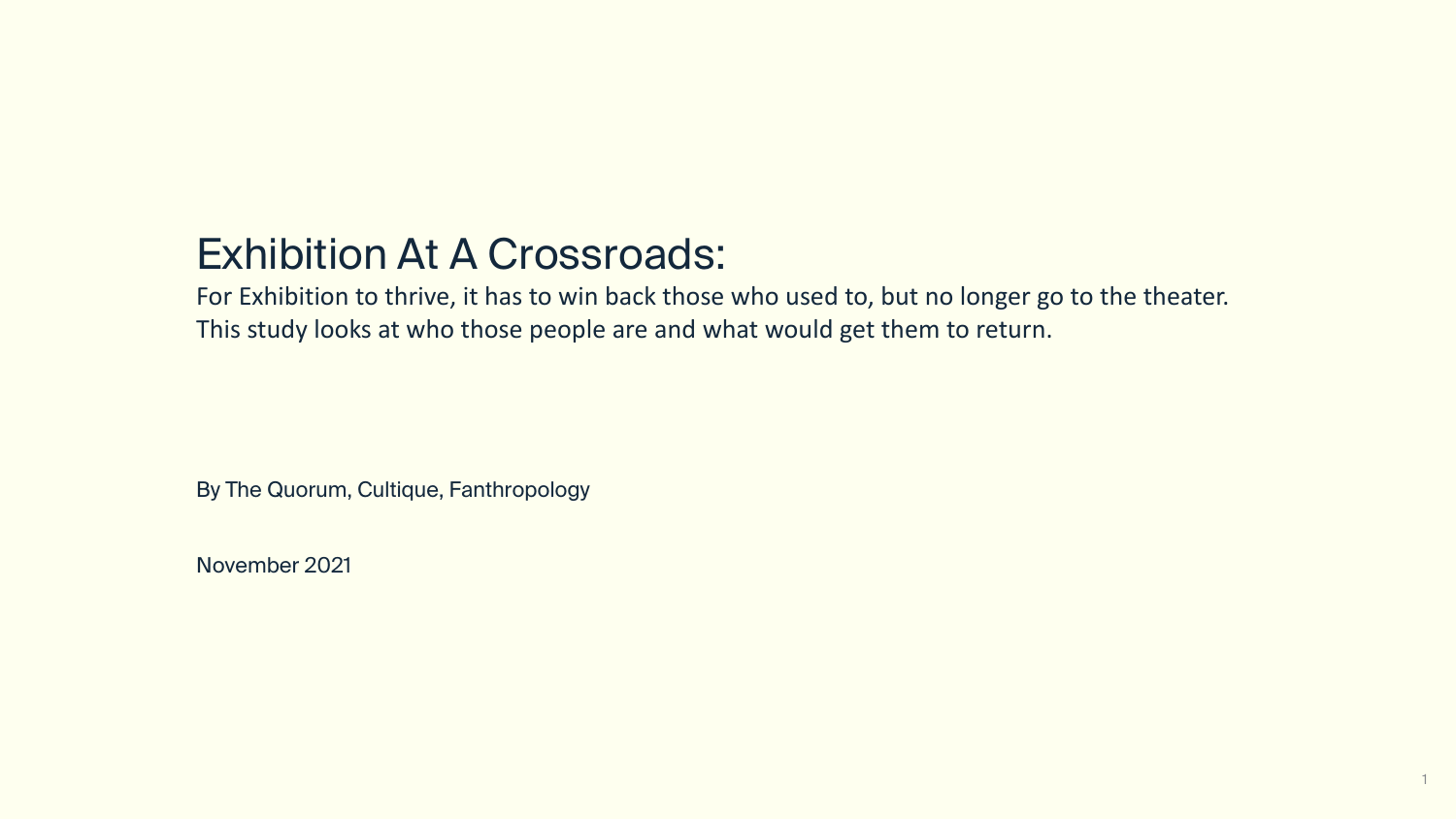# Exhibition At A Crossroads:

For Exhibition to thrive, it has to win back those who used to, but no longer go to the theater.
This study looks at who those people are and what would get them to return.

By The Quorum, Cultique, Fanthropology

November 2021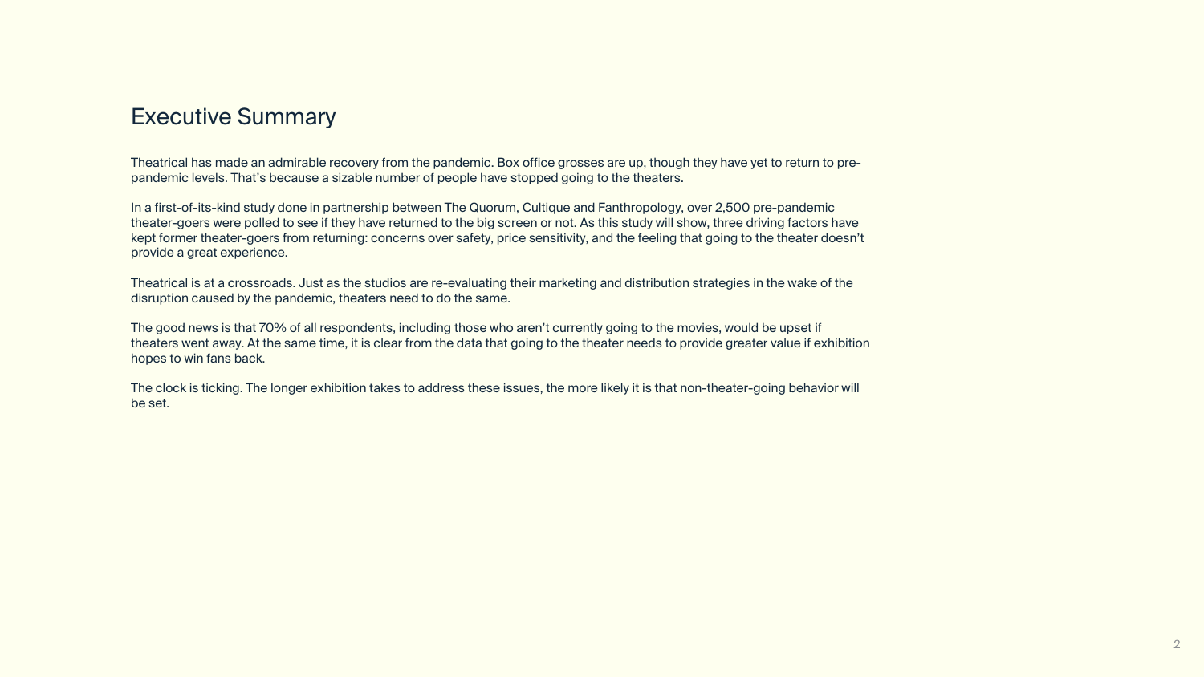# Executive Summary

Theatrical has made an admirable recovery from the pandemic. Box office grosses are up, though they have yet to return to pre-pandemic levels. That's because a sizable number of people have stopped going to the theaters.

In a first-of-its-kind study done in partnership between The Quorum, Cultique and Fanthropology, over 2,500 pre-pandemic theater-goers were polled to see if they have returned to the big screen or not. As this study will show, three driving factors have kept former theater-goers from returning: concerns over safety, price sensitivity, and the feeling that going to the theater doesn't provide a great experience.

Theatrical is at a crossroads. Just as the studios are re-evaluating their marketing and distribution strategies in the wake of the disruption caused by the pandemic, theaters need to do the same.

The good news is that 70% of all respondents, including those who aren't currently going to the movies, would be upset if theaters went away. At the same time, it is clear from the data that going to the theater needs to provide greater value if exhibition hopes to win fans back.

The clock is ticking. The longer exhibition takes to address these issues, the more likely it is that non-theater-going behavior will be set.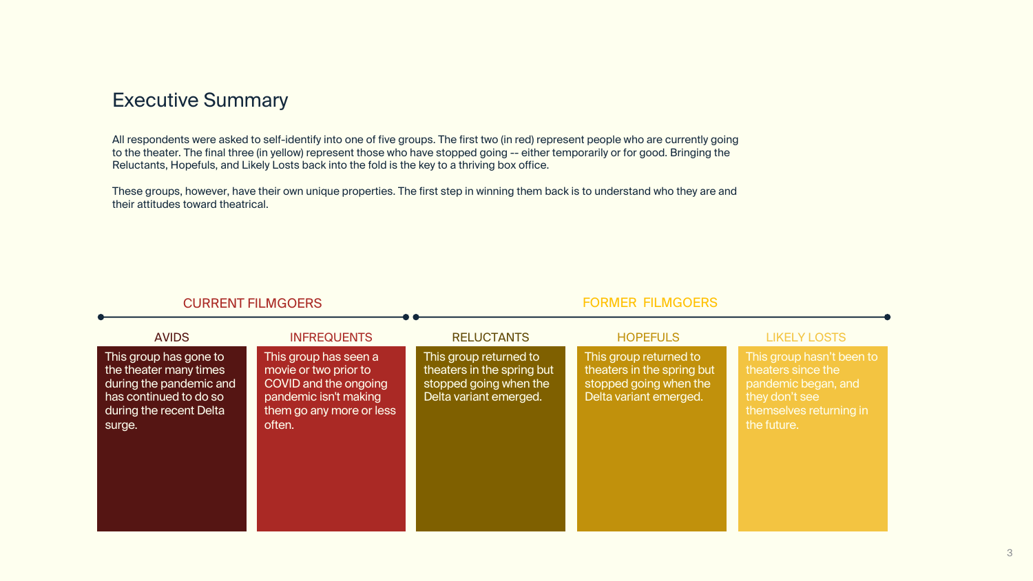# Executive Summary

All respondents were asked to self-identify into one of five groups. The first two (in red) represent people who are currently going to the theater. The final three (in yellow) represent those who have stopped going -- either temporarily or for good. Bringing the Reluctants, Hopefuls, and Likely Losts back into the fold is the key to a thriving box office.

These groups, however, have their own unique properties. The first step in winning them back is to understand who they are and their attitudes toward theatrical.

| CURRENT FILMGOERS | | FORMER FILMGOERS | | |
|---|---|---|---|---|
| **AVIDS** | **INFREQUENTS** | **RELUCTANTS** | **HOPEFULS** | **LIKELY LOSTS** |
| This group has gone to the theater many times during the pandemic and has continued to do so during the recent Delta surge. | This group has seen a movie or two prior to COVID and the ongoing pandemic isn't making them go any more or less often. | This group returned to theaters in the spring but stopped going when the Delta variant emerged. | This group returned to theaters in the spring but stopped going when the Delta variant emerged. | This group hasn't been to theaters since the pandemic began, and they don't see themselves returning in the future. |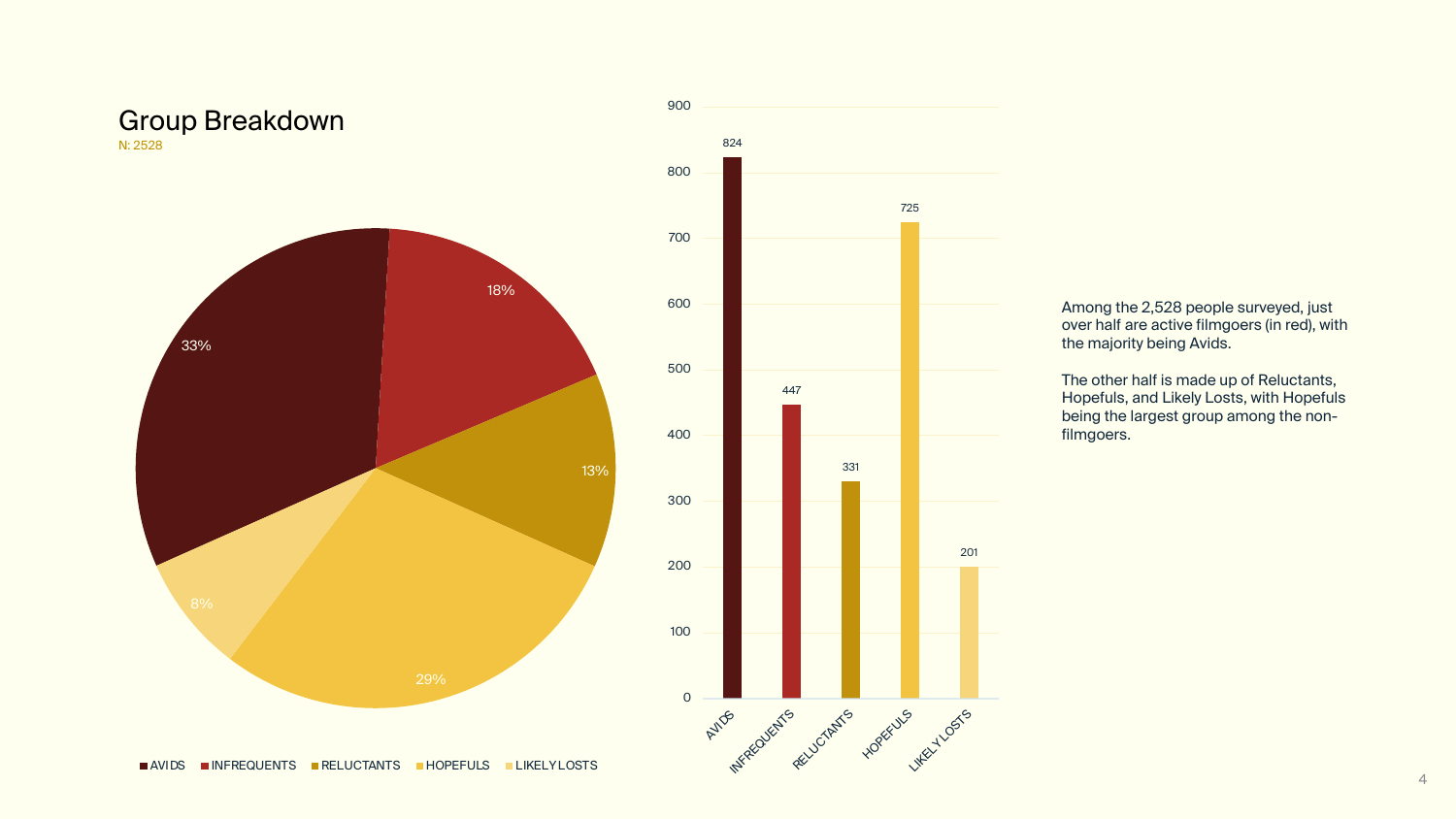## Group Breakdown

N: 2528

| Group | Count | Percentage |
| --- | --- | --- |
| AVIDS | 824 | 33% |
| INFREQUENTS | 447 | 18% |
| RELUCTANTS | 331 | 13% |
| HOPEFULS | 725 | 29% |
| LIKELY LOSTS | 201 | 8% |

Among the 2,528 people surveyed, just over half are active filmgoers (in red), with the majority being Avids.

The other half is made up of Reluctants, Hopefuls, and Likely Losts, with Hopefuls being the largest group among the non-filmgoers.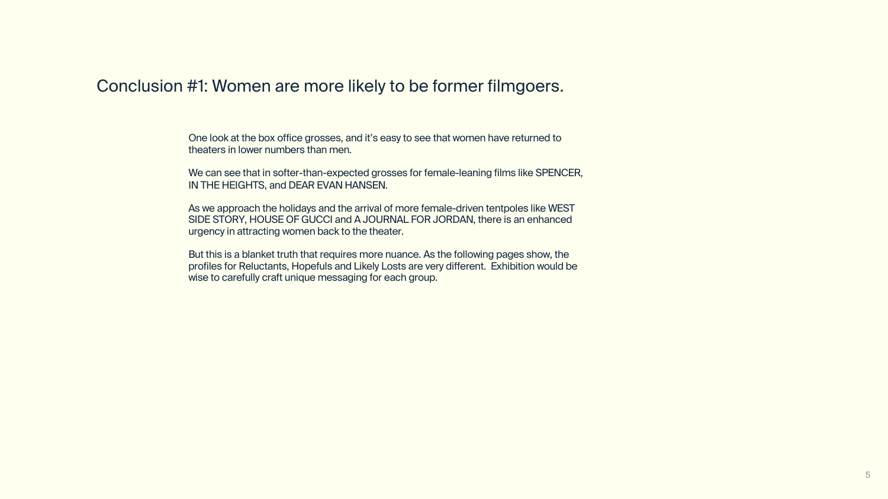## Conclusion #1: Women are more likely to be former filmgoers.

One look at the box office grosses, and it's easy to see that women have returned to theaters in lower numbers than men.

We can see that in softer-than-expected grosses for female-leaning films like SPENCER, IN THE HEIGHTS, and DEAR EVAN HANSEN.

As we approach the holidays and the arrival of more female-driven tentpoles like WEST SIDE STORY, HOUSE OF GUCCI and A JOURNAL FOR JORDAN, there is an enhanced urgency in attracting women back to the theater.

But this is a blanket truth that requires more nuance. As the following pages show, the profiles for Reluctants, Hopefuls and Likely Losts are very different. Exhibition would be wise to carefully craft unique messaging for each group.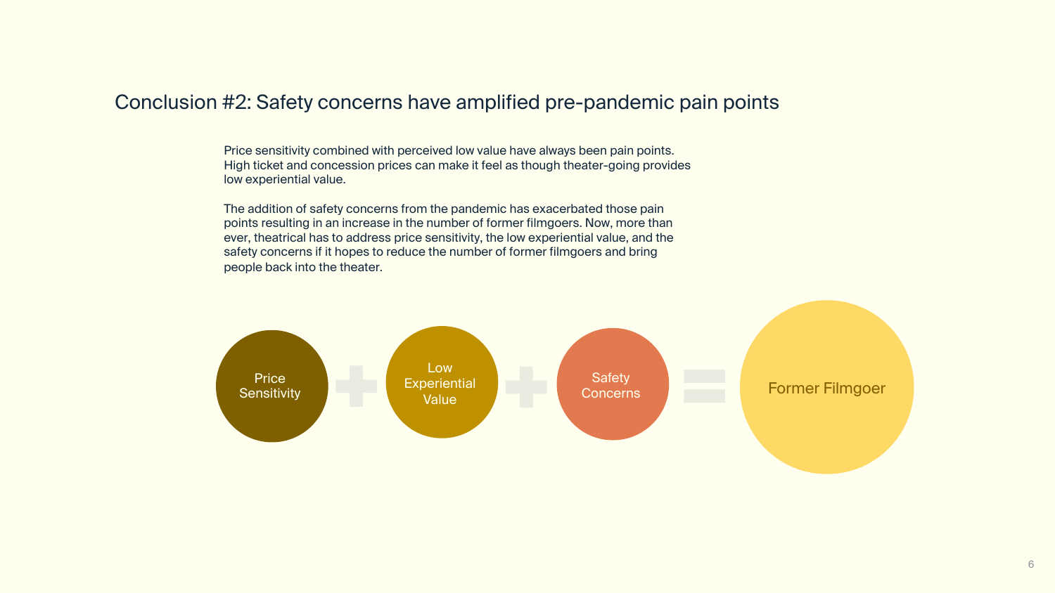## Conclusion #2: Safety concerns have amplified pre-pandemic pain points

Price sensitivity combined with perceived low value have always been pain points. High ticket and concession prices can make it feel as though theater-going provides low experiential value.

The addition of safety concerns from the pandemic has exacerbated those pain points resulting in an increase in the number of former filmgoers. Now, more than ever, theatrical has to address price sensitivity, the low experiential value, and the safety concerns if it hopes to reduce the number of former filmgoers and bring people back into the theater.

Price Sensitivity + Low Experiential Value + Safety Concerns = Former Filmgoer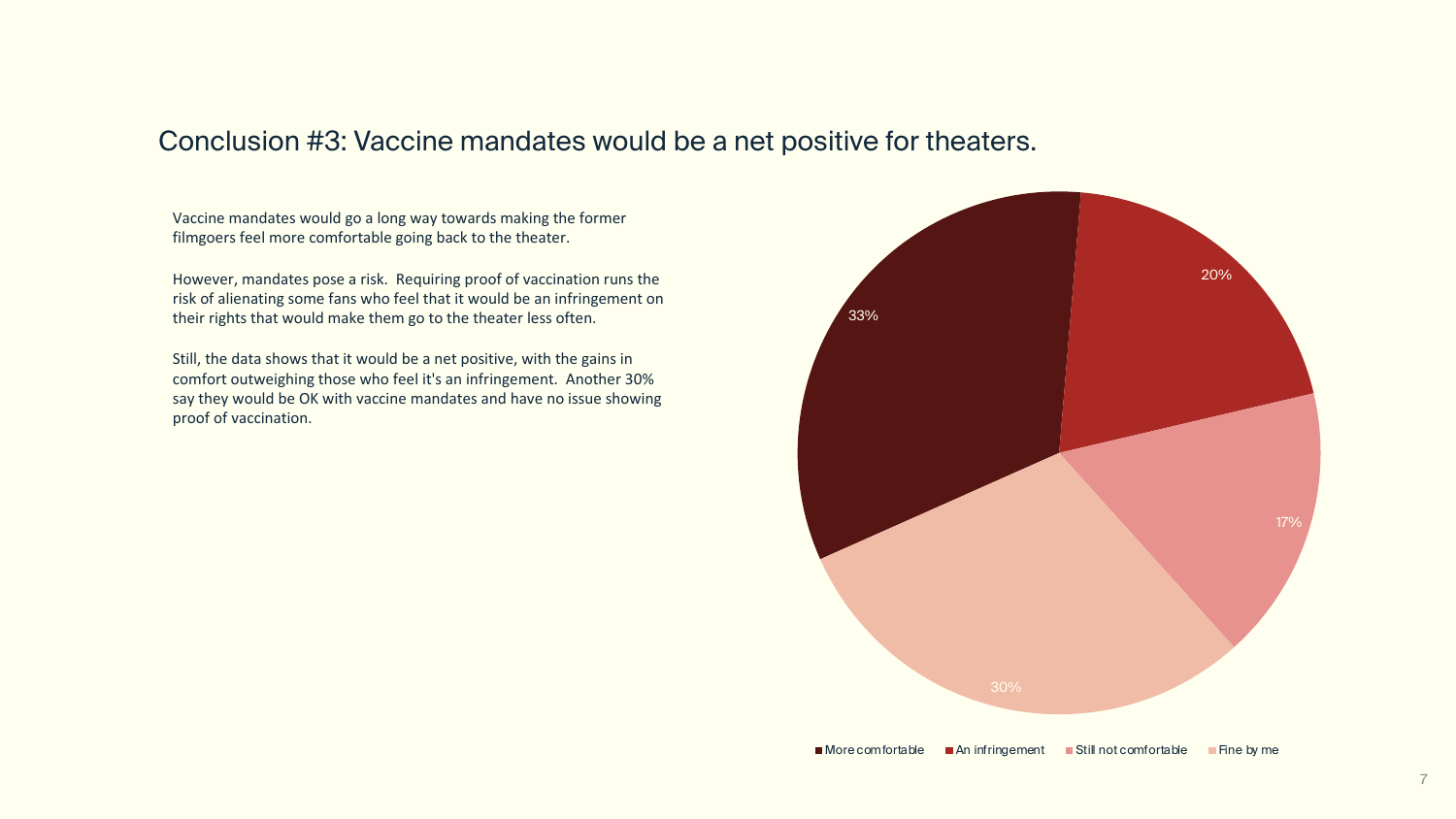## Conclusion #3: Vaccine mandates would be a net positive for theaters.

Vaccine mandates would go a long way towards making the former filmgoers feel more comfortable going back to the theater.

However, mandates pose a risk. Requiring proof of vaccination runs the risk of alienating some fans who feel that it would be an infringement on their rights that would make them go to the theater less often.

Still, the data shows that it would be a net positive, with the gains in comfort outweighing those who feel it's an infringement. Another 30% say they would be OK with vaccine mandates and have no issue showing proof of vaccination.

| Response | Share |
| --- | --- |
| More comfortable | 33% |
| An infringement | 20% |
| Still not comfortable | 17% |
| Fine by me | 30% |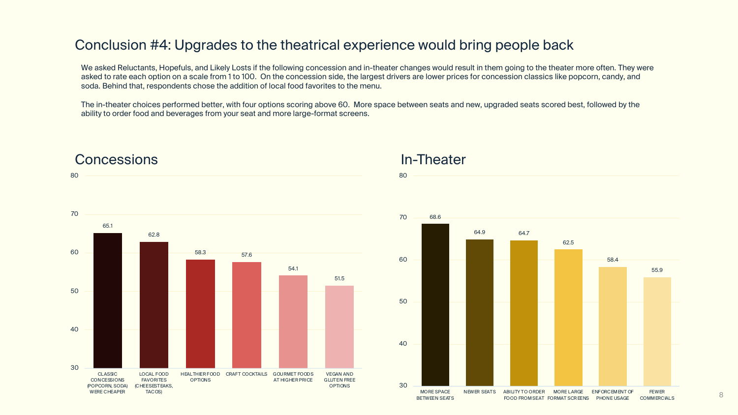# Conclusion #4: Upgrades to the theatrical experience would bring people back

We asked Reluctants, Hopefuls, and Likely Losts if the following concession and in-theater changes would result in them going to the theater more often. They were asked to rate each option on a scale from 1 to 100. On the concession side, the largest drivers are lower prices for concession classics like popcorn, candy, and soda. Behind that, respondents chose the addition of local food favorites to the menu.

The in-theater choices performed better, with four options scoring above 60. More space between seats and new, upgraded seats scored best, followed by the ability to order food and beverages from your seat and more large-format screens.

## Concessions

| Option | Score |
| --- | --- |
| CLASSIC CONCESSIONS (POPCORN, SODA) WERE CHEAPER | 65.1 |
| LOCAL FOOD FAVORITES (CHEESESTEAKS, TACOS) | 62.8 |
| HEALTHIER FOOD OPTIONS | 58.3 |
| CRAFT COCKTAILS | 57.6 |
| GOURMET FOODS AT HIGHER PRICE | 54.1 |
| VEGAN AND GLUTEN FREE OPTIONS | 51.5 |

## In-Theater

| Option | Score |
| --- | --- |
| MORE SPACE BETWEEN SEATS | 68.6 |
| NEWER SEATS | 64.9 |
| ABILITY TO ORDER FOOD FROM SEAT | 64.7 |
| MORE LARGE FORMAT SCREENS | 62.5 |
| ENFORCEMENT OF PHONE USAGE | 58.4 |
| FEWER COMMERCIALS | 55.9 |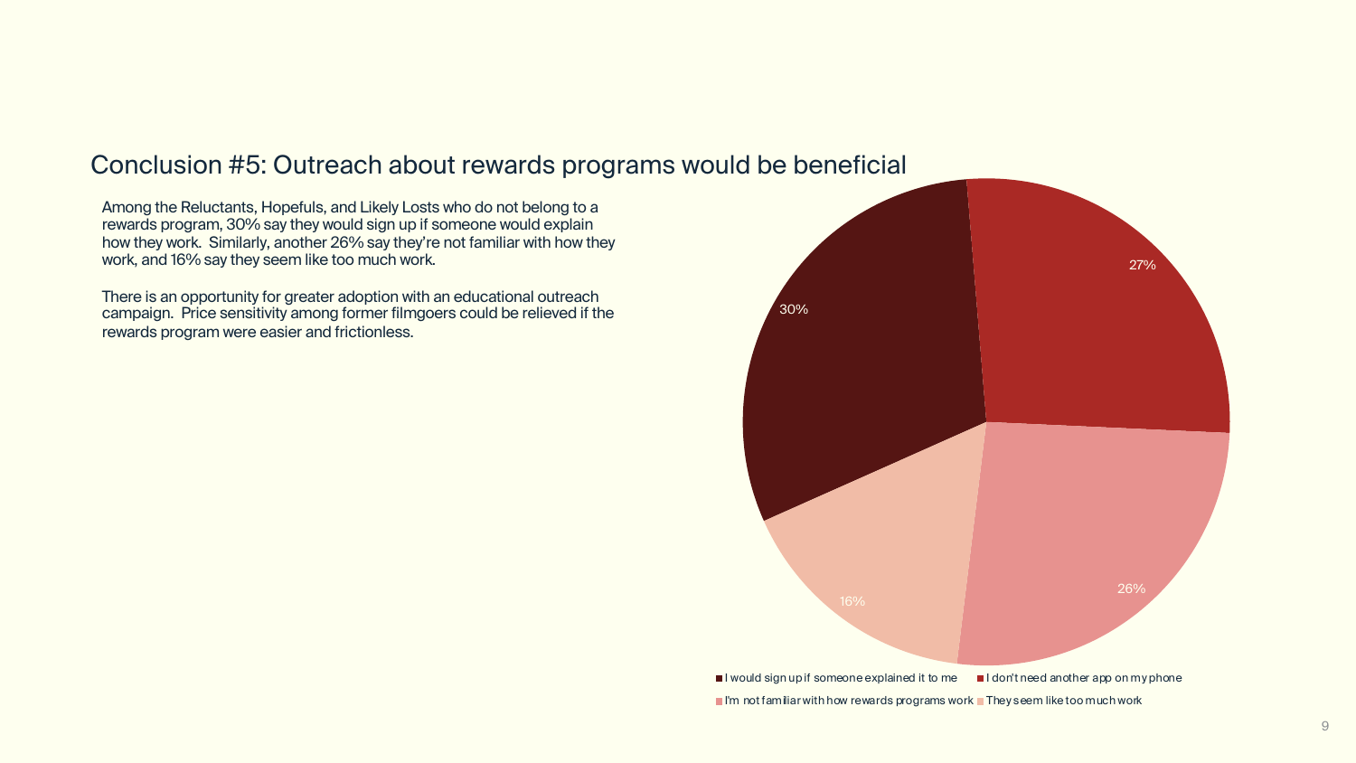## Conclusion #5: Outreach about rewards programs would be beneficial

Among the Reluctants, Hopefuls, and Likely Losts who do not belong to a rewards program, 30% say they would sign up if someone would explain how they work. Similarly, another 26% say they're not familiar with how they work, and 16% say they seem like too much work.

There is an opportunity for greater adoption with an educational outreach campaign. Price sensitivity among former filmgoers could be relieved if the rewards program were easier and frictionless.

| Response | Share |
| --- | --- |
| I would sign up if someone explained it to me | 30% |
| I don't need another app on my phone | 27% |
| I'm not familiar with how rewards programs work | 26% |
| They seem like too much work | 16% |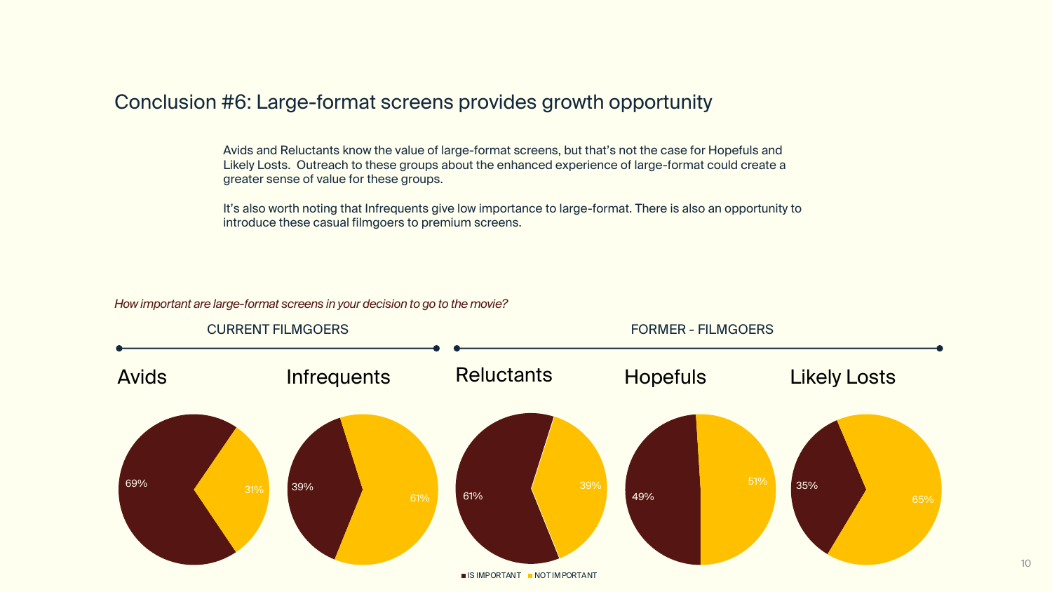## Conclusion #6: Large-format screens provides growth opportunity

Avids and Reluctants know the value of large-format screens, but that's not the case for Hopefuls and Likely Losts. Outreach to these groups about the enhanced experience of large-format could create a greater sense of value for these groups.

It's also worth noting that Infrequents give low importance to large-format. There is also an opportunity to introduce these casual filmgoers to premium screens.

*How important are large-format screens in your decision to go to the movie?*

| | CURRENT FILMGOERS | | FORMER - FILMGOERS | | |
|---|---|---|---|---|---|
| | Avids | Infrequents | Reluctants | Hopefuls | Likely Losts |
| IS IMPORTANT | 69% | 39% | 61% | 49% | 35% |
| NOT IMPORTANT | 31% | 61% | 39% | 51% | 65% |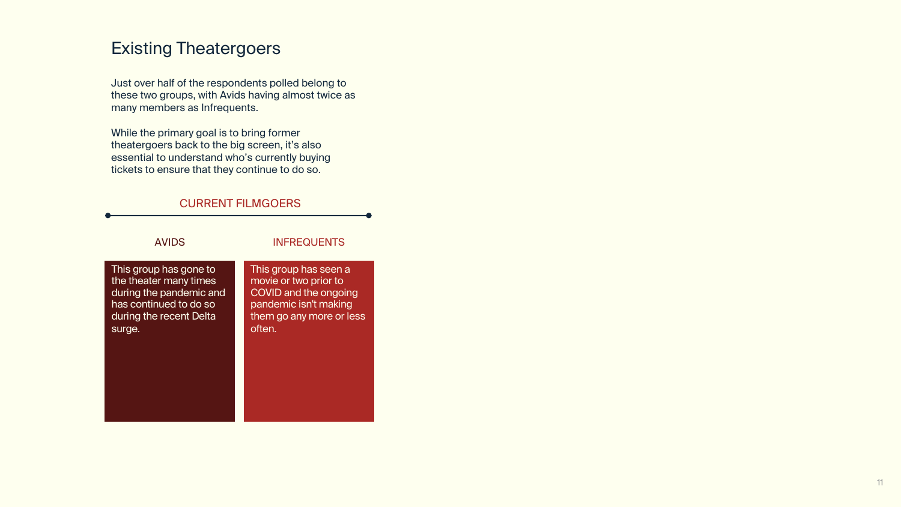# Existing Theatergoers

Just over half of the respondents polled belong to these two groups, with Avids having almost twice as many members as Infrequents.

While the primary goal is to bring former theatergoers back to the big screen, it's also essential to understand who's currently buying tickets to ensure that they continue to do so.

## CURRENT FILMGOERS

### AVIDS

This group has gone to the theater many times during the pandemic and has continued to do so during the recent Delta surge.

### INFREQUENTS

This group has seen a movie or two prior to COVID and the ongoing pandemic isn't making them go any more or less often.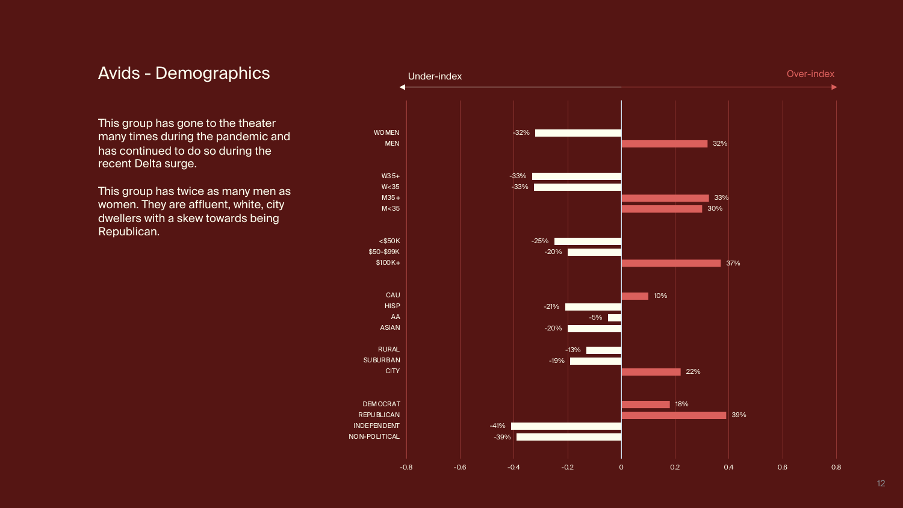# Avids - Demographics

This group has gone to the theater many times during the pandemic and has continued to do so during the recent Delta surge.

This group has twice as many men as women. They are affluent, white, city dwellers with a skew towards being Republican.

| Segment | Index (Under-index / Over-index) |
| --- | --- |
| WOMEN | -32% |
| MEN | 32% |
| W35+ | -33% |
| W<35 | -33% |
| M35+ | 33% |
| M<35 | 30% |
| <$50K | -25% |
| $50-$99K | -20% |
| $100K+ | 37% |
| CAU | 10% |
| HISP | -21% |
| AA | -5% |
| ASIAN | -20% |
| RURAL | -13% |
| SUBURBAN | -19% |
| CITY | 22% |
| DEMOCRAT | 18% |
| REPUBLICAN | 39% |
| INDEPENDENT | -41% |
| NON-POLITICAL | -39% |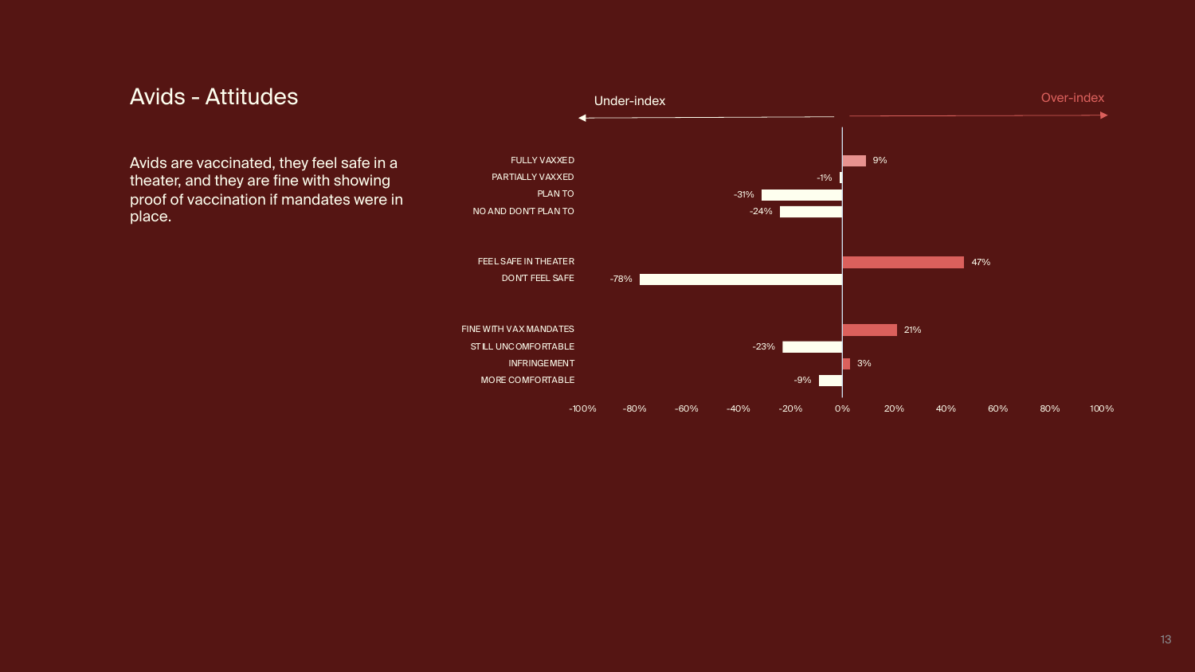# Avids - Attitudes

Avids are vaccinated, they feel safe in a theater, and they are fine with showing proof of vaccination if mandates were in place.

Under-index ← → Over-index

| Attitude | Index |
|---|---|
| FULLY VAXXED | 9% |
| PARTIALLY VAXXED | -1% |
| PLAN TO | -31% |
| NO AND DON'T PLAN TO | -24% |
| FEEL SAFE IN THEATER | 47% |
| DON'T FEEL SAFE | -78% |
| FINE WITH VAX MANDATES | 21% |
| STILL UNCOMFORTABLE | -23% |
| INFRINGEMENT | 3% |
| MORE COMFORTABLE | -9% |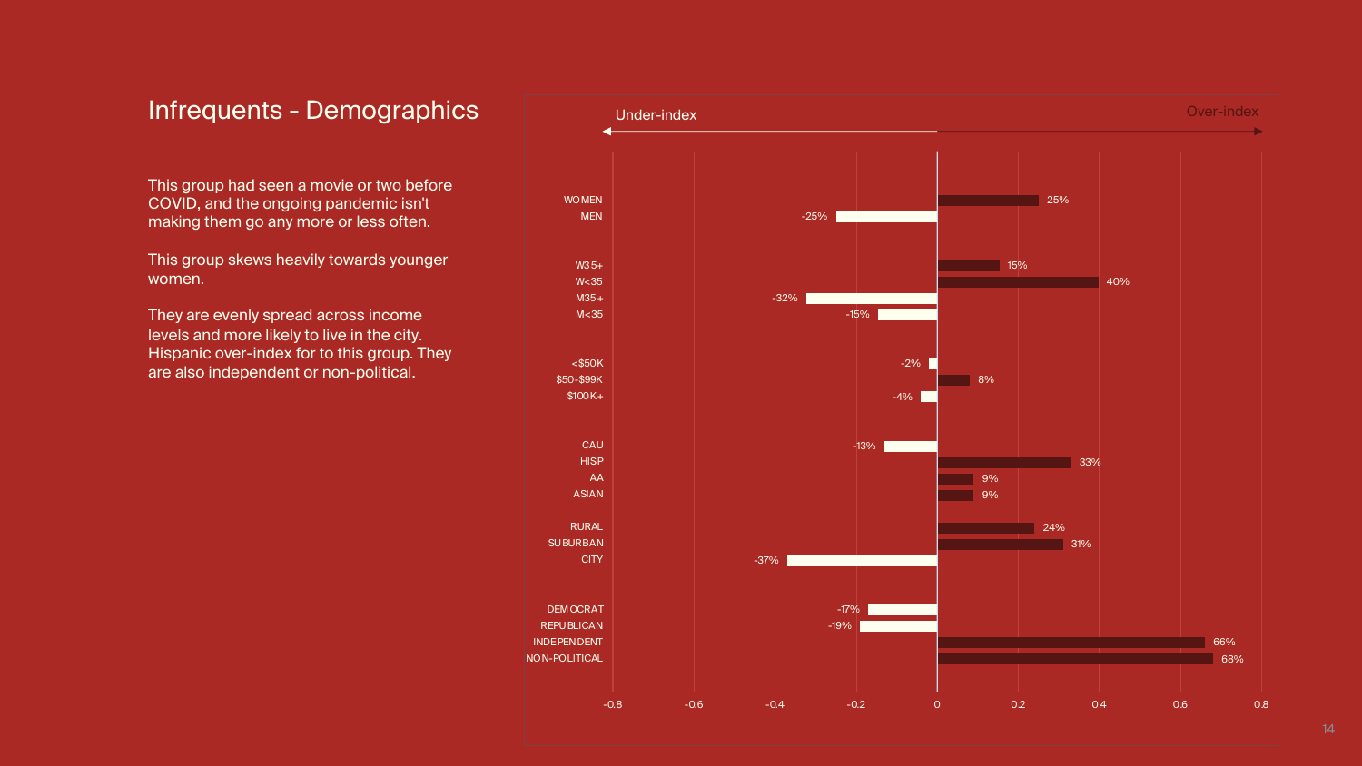# Infrequents - Demographics

This group had seen a movie or two before COVID, and the ongoing pandemic isn't making them go any more or less often.

This group skews heavily towards younger women.

They are evenly spread across income levels and more likely to live in the city. Hispanic over-index for to this group. They are also independent or non-political.

Under-index ← → Over-index

| Segment | Index |
| --- | --- |
| WOMEN | 25% |
| MEN | -25% |
| W35+ | 15% |
| W<35 | 40% |
| M35+ | -32% |
| M<35 | -15% |
| <$50K | -2% |
| $50-$99K | 8% |
| $100K+ | -4% |
| CAU | -13% |
| HISP | 33% |
| AA | 9% |
| ASIAN | 9% |
| RURAL | 24% |
| SUBURBAN | 31% |
| CITY | -37% |
| DEMOCRAT | -17% |
| REPUBLICAN | -19% |
| INDEPENDENT | 66% |
| NON-POLITICAL | 68% |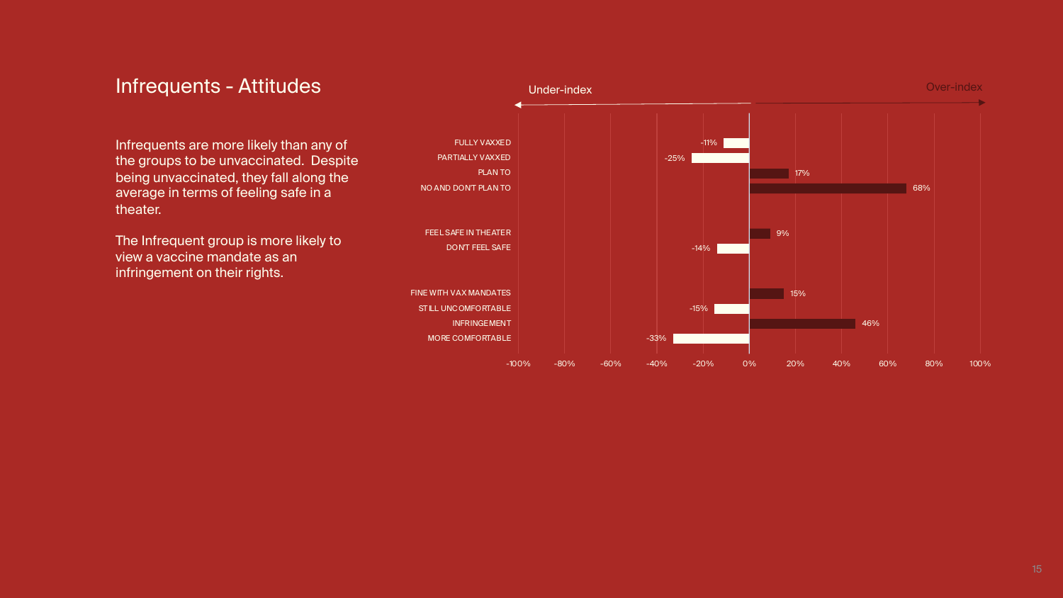# Infrequents - Attitudes

Infrequents are more likely than any of the groups to be unvaccinated. Despite being unvaccinated, they fall along the average in terms of feeling safe in a theater.

The Infrequent group is more likely to view a vaccine mandate as an infringement on their rights.

Under-index ← → Over-index

| Attitude | Index |
| --- | --- |
| FULLY VAXXED | -11% |
| PARTIALLY VAXXED | -25% |
| PLAN TO | 17% |
| NO AND DON'T PLAN TO | 68% |
| FEEL SAFE IN THEATER | 9% |
| DON'T FEEL SAFE | -14% |
| FINE WITH VAX MANDATES | 15% |
| STILL UNCOMFORTABLE | -15% |
| INFRINGEMENT | 46% |
| MORE COMFORTABLE | -33% |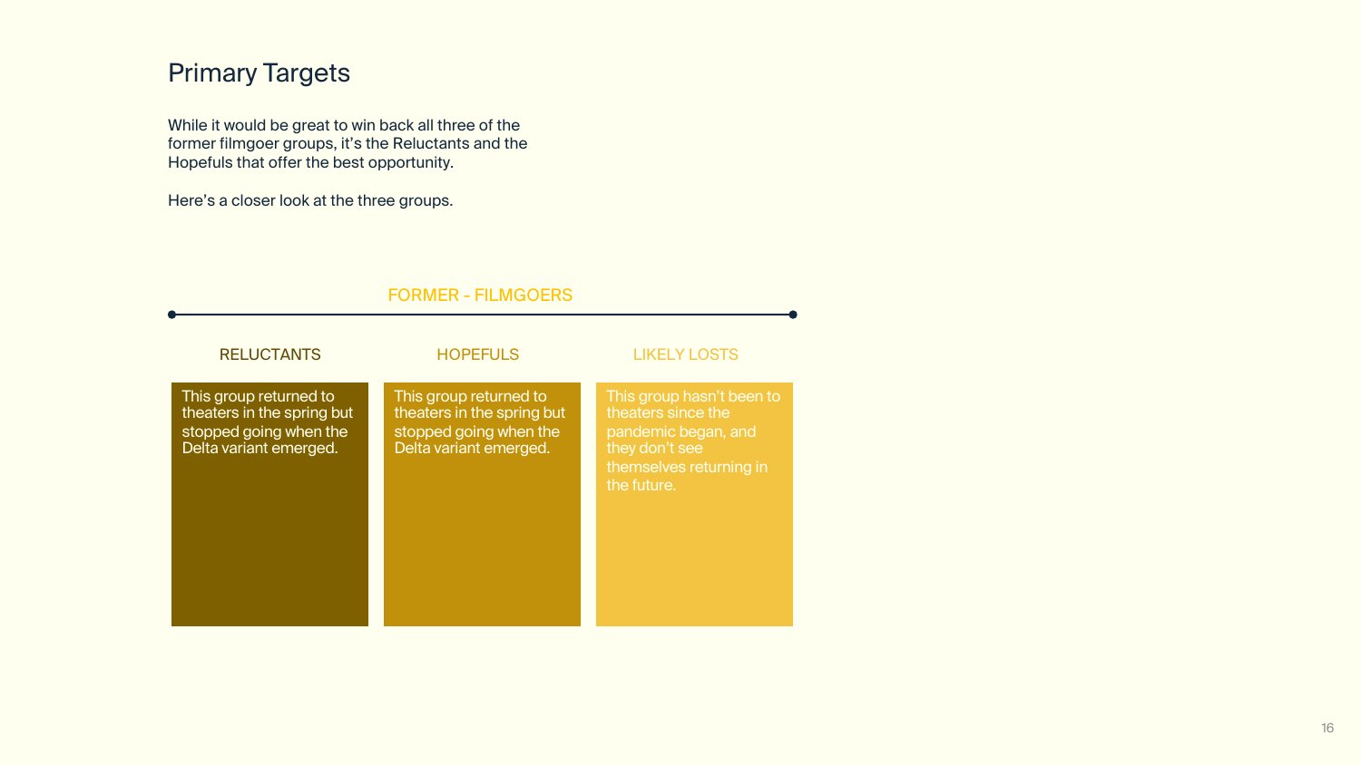# Primary Targets

While it would be great to win back all three of the former filmgoer groups, it's the Reluctants and the Hopefuls that offer the best opportunity.

Here's a closer look at the three groups.

FORMER - FILMGOERS

| RELUCTANTS | HOPEFULS | LIKELY LOSTS |
| --- | --- | --- |
| This group returned to theaters in the spring but stopped going when the Delta variant emerged. | This group returned to theaters in the spring but stopped going when the Delta variant emerged. | This group hasn't been to theaters since the pandemic began, and they don't see themselves returning in the future. |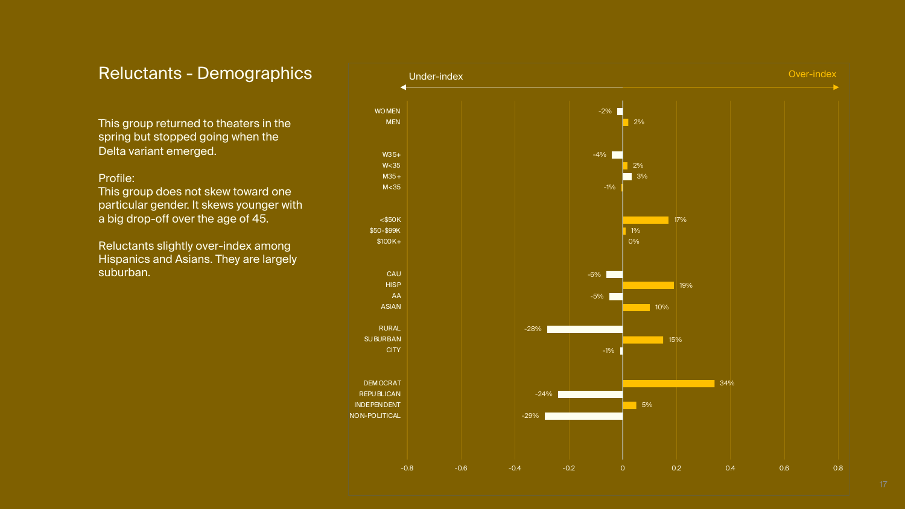# Reluctants - Demographics

This group returned to theaters in the spring but stopped going when the Delta variant emerged.

Profile:
This group does not skew toward one particular gender. It skews younger with a big drop-off over the age of 45.

Reluctants slightly over-index among Hispanics and Asians. They are largely suburban.

Under-index ← → Over-index

| Segment | Index |
|---|---|
| WOMEN | -2% |
| MEN | 2% |
| W35+ | -4% |
| W<35 | 2% |
| M35+ | 3% |
| M<35 | -1% |
| <$50K | 17% |
| $50-$99K | 1% |
| $100K+ | 0% |
| CAU | -6% |
| HISP | 19% |
| AA | -5% |
| ASIAN | 10% |
| RURAL | -28% |
| SUBURBAN | 15% |
| CITY | -1% |
| DEMOCRAT | 34% |
| REPUBLICAN | -24% |
| INDEPENDENT | 5% |
| NON-POLITICAL | -29% |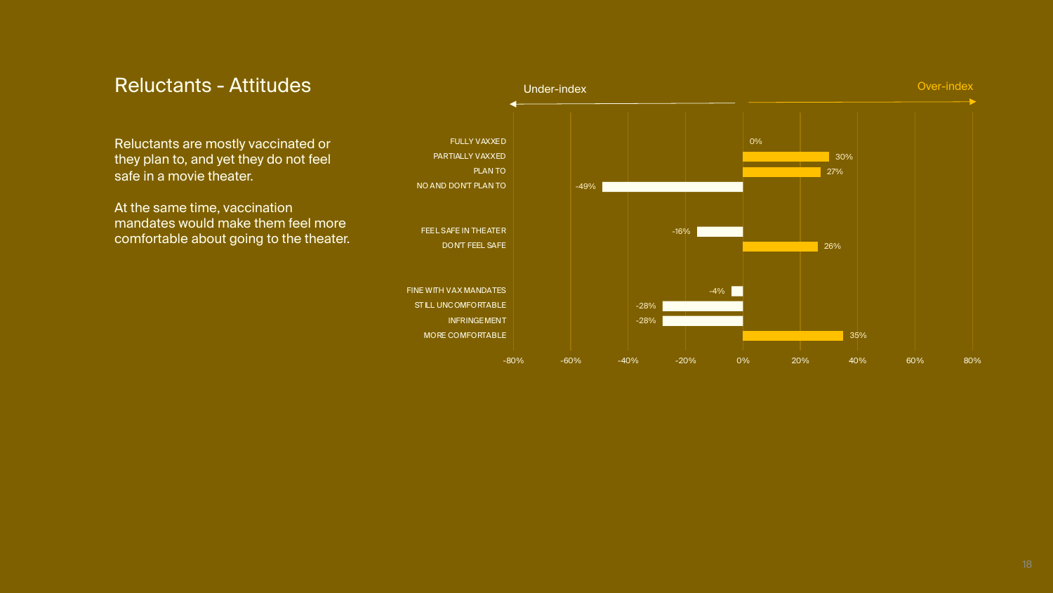# Reluctants - Attitudes

Reluctants are mostly vaccinated or they plan to, and yet they do not feel safe in a movie theater.

At the same time, vaccination mandates would make them feel more comfortable about going to the theater.

Under-index ← → Over-index

| Attitude | Index |
| --- | --- |
| FULLY VAXXED | 0% |
| PARTIALLY VAXXED | 30% |
| PLAN TO | 27% |
| NO AND DON'T PLAN TO | -49% |
| FEEL SAFE IN THEATER | -16% |
| DON'T FEEL SAFE | 26% |
| FINE WITH VAX MANDATES | -4% |
| STILL UNCOMFORTABLE | -28% |
| INFRINGEMENT | -28% |
| MORE COMFORTABLE | 35% |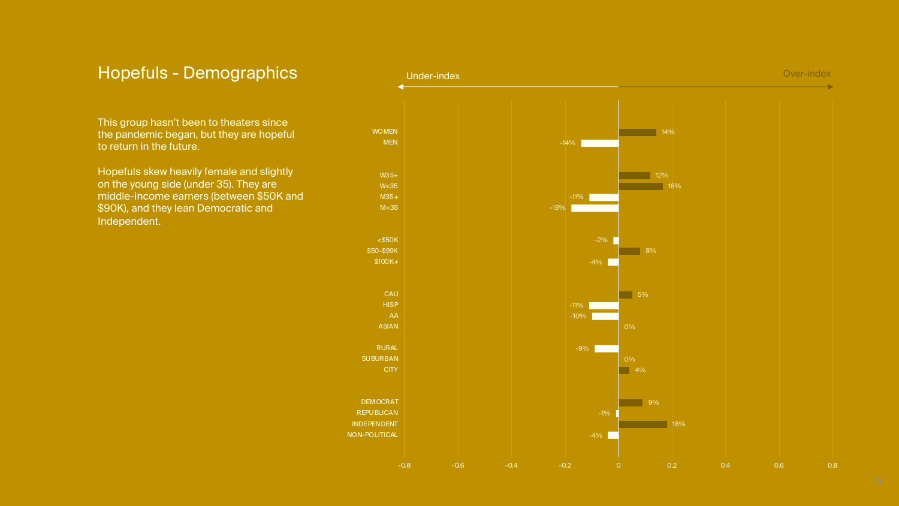# Hopefuls - Demographics

This group hasn't been to theaters since the pandemic began, but they are hopeful to return in the future.

Hopefuls skew heavily female and slightly on the young side (under 35). They are middle-income earners (between $50K and $90K), and they lean Democratic and Independent.

Under-index ← → Over-index

| Category | Index |
|---|---|
| WOMEN | 14% |
| MEN | -14% |
| W35+ | 12% |
| W<35 | 16% |
| M35+ | -11% |
| M<35 | -18% |
| <$50K | -2% |
| $50-$99K | 8% |
| $100K+ | -4% |
| CAU | 5% |
| HISP | -11% |
| AA | -10% |
| ASIAN | 0% |
| RURAL | -9% |
| SUBURBAN | 0% |
| CITY | 4% |
| DEMOCRAT | 9% |
| REPUBLICAN | -1% |
| INDEPENDENT | 18% |
| NON-POLITICAL | -4% |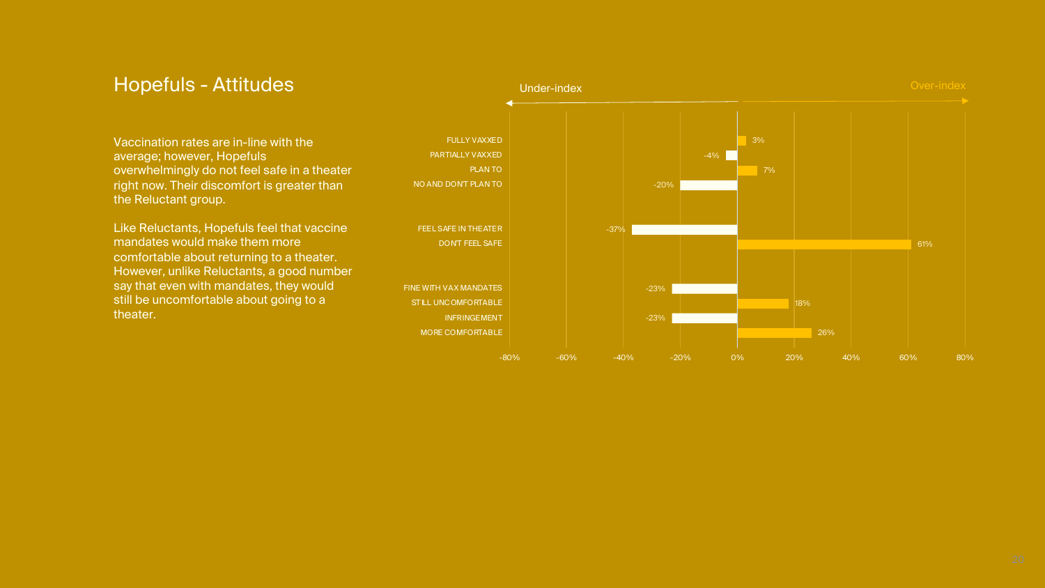# Hopefuls - Attitudes

Vaccination rates are in-line with the average; however, Hopefuls overwhelmingly do not feel safe in a theater right now. Their discomfort is greater than the Reluctant group.

Like Reluctants, Hopefuls feel that vaccine mandates would make them more comfortable about returning to a theater. However, unlike Reluctants, a good number say that even with mandates, they would still be uncomfortable about going to a theater.

Under-index ← → Over-index

| Attitude | Index |
| --- | --- |
| FULLY VAXXED | 3% |
| PARTIALLY VAXXED | -4% |
| PLAN TO | 7% |
| NO AND DON'T PLAN TO | -20% |
| FEEL SAFE IN THEATER | -37% |
| DON'T FEEL SAFE | 61% |
| FINE WITH VAX MANDATES | -23% |
| STILL UNCOMFORTABLE | 18% |
| INFRINGEMENT | -23% |
| MORE COMFORTABLE | 26% |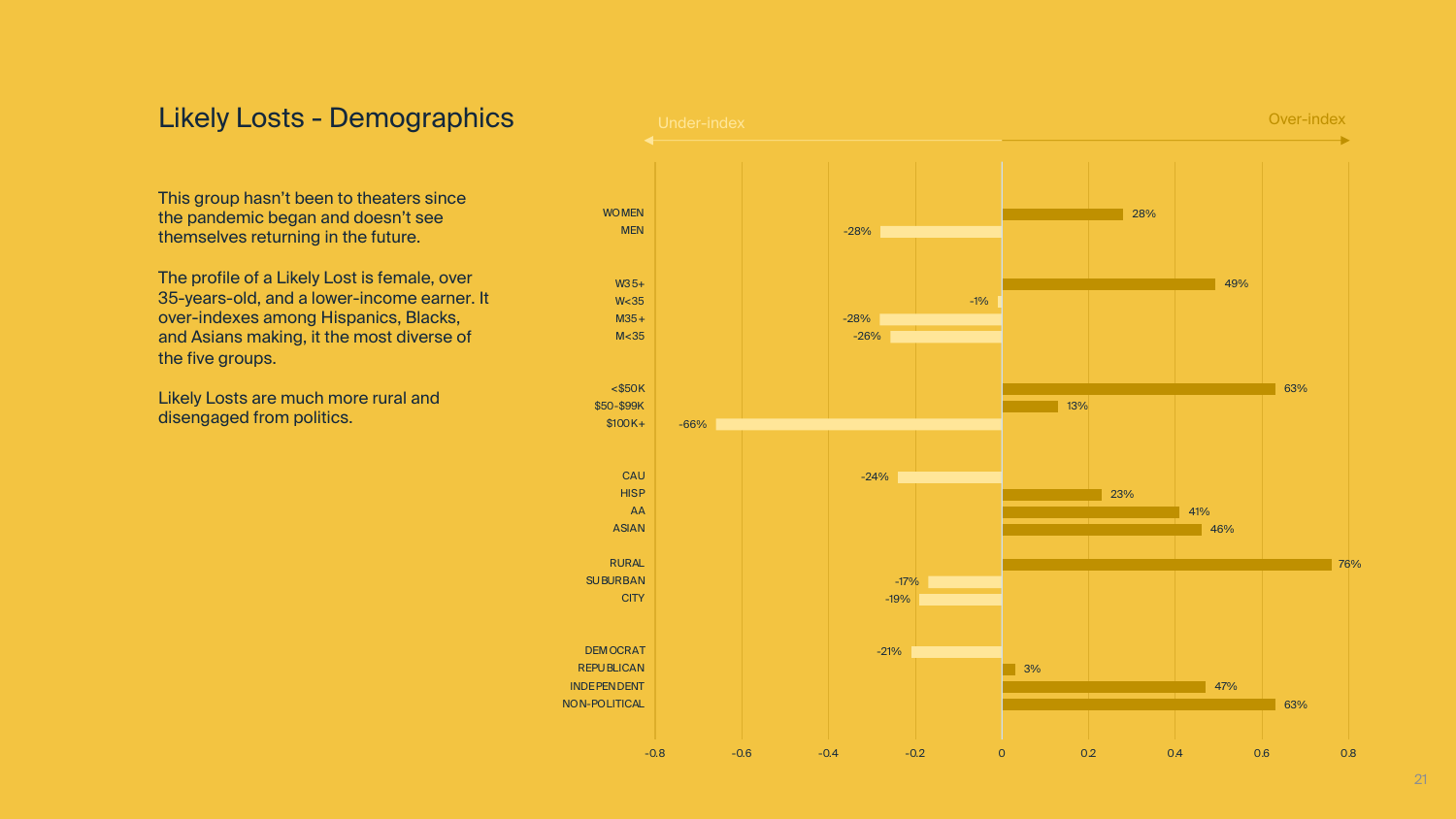# Likely Losts - Demographics

This group hasn't been to theaters since the pandemic began and doesn't see themselves returning in the future.

The profile of a Likely Lost is female, over 35-years-old, and a lower-income earner. It over-indexes among Hispanics, Blacks, and Asians making, it the most diverse of the five groups.

Likely Losts are much more rural and disengaged from politics.

Under-index ← → Over-index

| Category | Index |
|---|---|
| WOMEN | 28% |
| MEN | -28% |
| W35+ | 49% |
| W<35 | -1% |
| M35+ | -28% |
| M<35 | -26% |
| <$50K | 63% |
| $50-$99K | 13% |
| $100K+ | -66% |
| CAU | -24% |
| HISP | 23% |
| AA | 41% |
| ASIAN | 46% |
| RURAL | 76% |
| SUBURBAN | -17% |
| CITY | -19% |
| DEMOCRAT | -21% |
| REPUBLICAN | 3% |
| INDEPENDENT | 47% |
| NON-POLITICAL | 63% |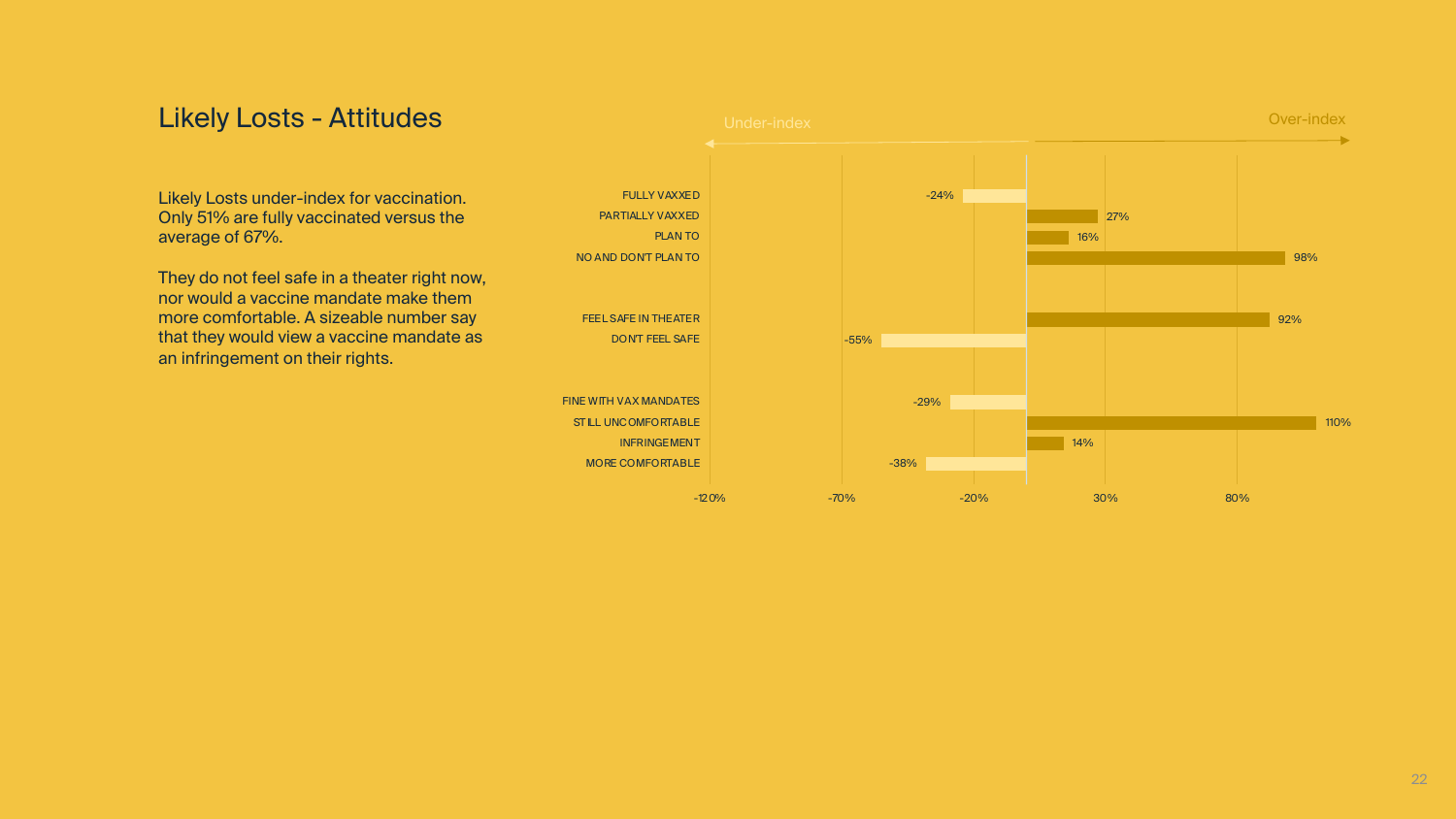# Likely Losts - Attitudes

Likely Losts under-index for vaccination. Only 51% are fully vaccinated versus the average of 67%.

They do not feel safe in a theater right now, nor would a vaccine mandate make them more comfortable. A sizeable number say that they would view a vaccine mandate as an infringement on their rights.

Under-index ← → Over-index

| | Index |
|---|---|
| FULLY VAXXED | -24% |
| PARTIALLY VAXXED | 27% |
| PLAN TO | 16% |
| NO AND DON'T PLAN TO | 98% |
| FEEL SAFE IN THEATER | 92% |
| DON'T FEEL SAFE | -55% |
| FINE WITH VAX MANDATES | -29% |
| STILL UNCOMFORTABLE | 110% |
| INFRINGEMENT | 14% |
| MORE COMFORTABLE | -38% |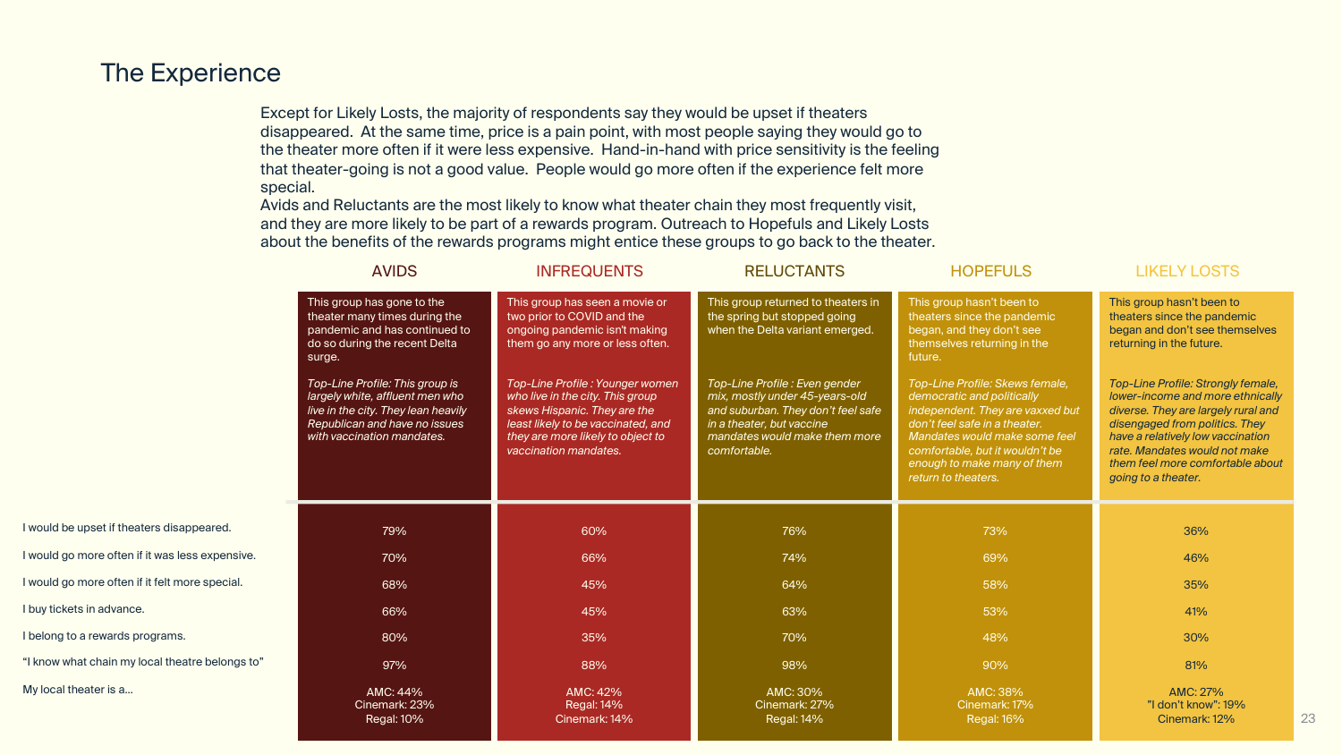# The Experience

Except for Likely Losts, the majority of respondents say they would be upset if theaters disappeared. At the same time, price is a pain point, with most people saying they would go to the theater more often if it were less expensive. Hand-in-hand with price sensitivity is the feeling that theater-going is not a good value. People would go more often if the experience felt more special.

Avids and Reluctants are the most likely to know what theater chain they most frequently visit, and they are more likely to be part of a rewards program. Outreach to Hopefuls and Likely Losts about the benefits of the rewards programs might entice these groups to go back to the theater.

| | AVIDS | INFREQUENTS | RELUCTANTS | HOPEFULS | LIKELY LOSTS |
|---|---|---|---|---|---|
| | This group has gone to the theater many times during the pandemic and has continued to do so during the recent Delta surge.<br><br>*Top-Line Profile: This group is largely white, affluent men who live in the city. They lean heavily Republican and have no issues with vaccination mandates.* | This group has seen a movie or two prior to COVID and the ongoing pandemic isn't making them go any more or less often.<br><br>*Top-Line Profile : Younger women who live in the city. This group skews Hispanic. They are the least likely to be vaccinated, and they are more likely to object to vaccination mandates.* | This group returned to theaters in the spring but stopped going when the Delta variant emerged.<br><br>*Top-Line Profile : Even gender mix, mostly under 45-years-old and suburban. They don't feel safe in a theater, but vaccine mandates would make them more comfortable.* | This group hasn't been to theaters since the pandemic began, and they don't see themselves returning in the future.<br><br>*Top-Line Profile: Skews female, democratic and politically independent. They are vaxxed but don't feel safe in a theater. Mandates would make some feel comfortable, but it wouldn't be enough to make many of them return to theaters.* | This group hasn't been to theaters since the pandemic began and don't see themselves returning in the future.<br><br>*Top-Line Profile: Strongly female, lower-income and more ethnically diverse. They are largely rural and disengaged from politics. They have a relatively low vaccination rate. Mandates would not make them feel more comfortable about going to a theater.* |
| I would be upset if theaters disappeared. | 79% | 60% | 76% | 73% | 36% |
| I would go more often if it was less expensive. | 70% | 66% | 74% | 69% | 46% |
| I would go more often if it felt more special. | 68% | 45% | 64% | 58% | 35% |
| I buy tickets in advance. | 66% | 45% | 63% | 53% | 41% |
| I belong to a rewards programs. | 80% | 35% | 70% | 48% | 30% |
| "I know what chain my local theatre belongs to" | 97% | 88% | 98% | 90% | 81% |
| My local theater is a… | AMC: 44%<br>Cinemark: 23%<br>Regal: 10% | AMC: 42%<br>Regal: 14%<br>Cinemark: 14% | AMC: 30%<br>Cinemark: 27%<br>Regal: 14% | AMC: 38%<br>Cinemark: 17%<br>Regal: 16% | AMC: 27%<br>"I don't know": 19%<br>Cinemark: 12% |